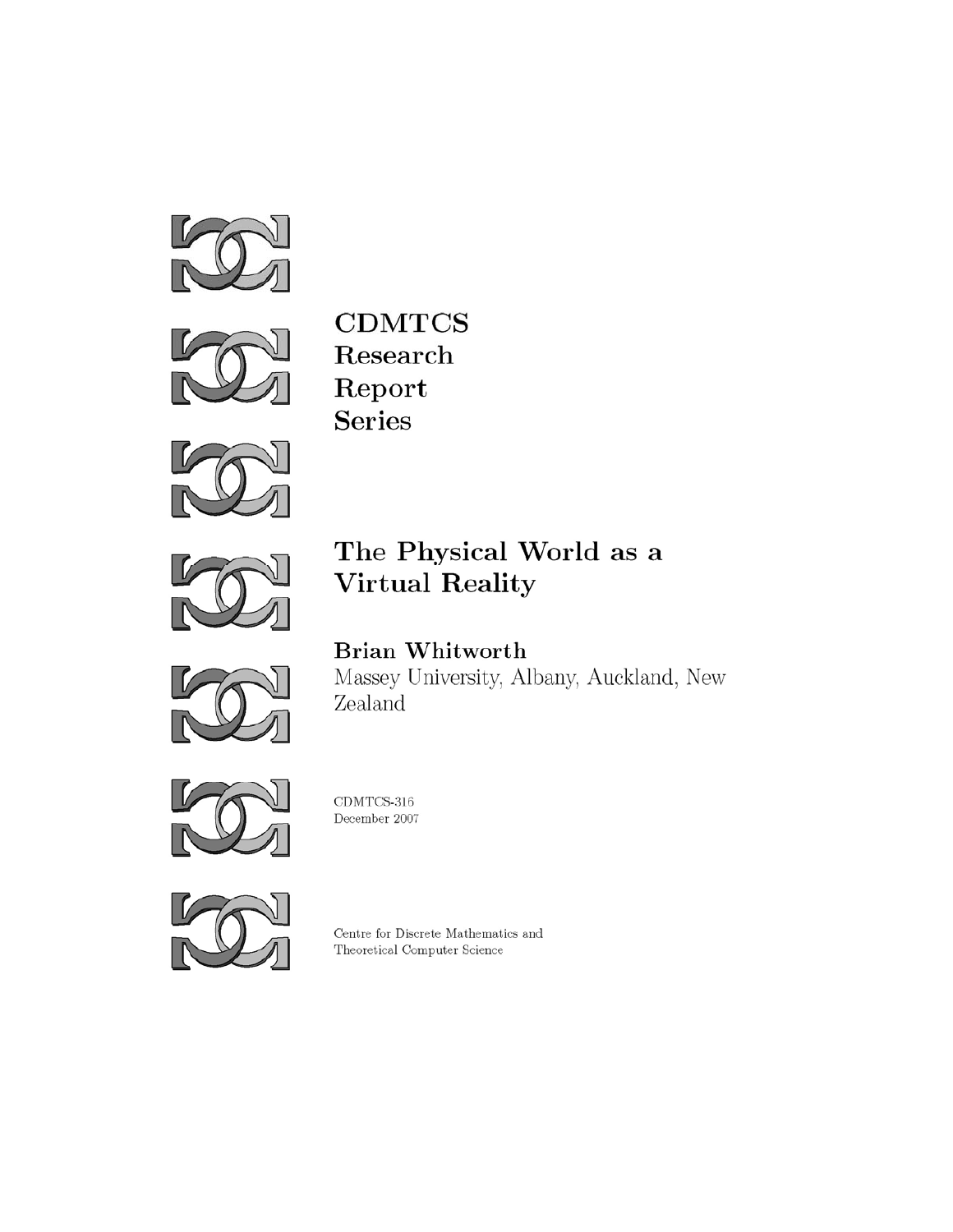**CDMTCS**
**Research**
**Report**
**Series**

# The Physical World as a Virtual Reality

**Brian Whitworth**
Massey University, Albany, Auckland, New Zealand

CDMTCS-316
December 2007

Centre for Discrete Mathematics and
Theoretical Computer Science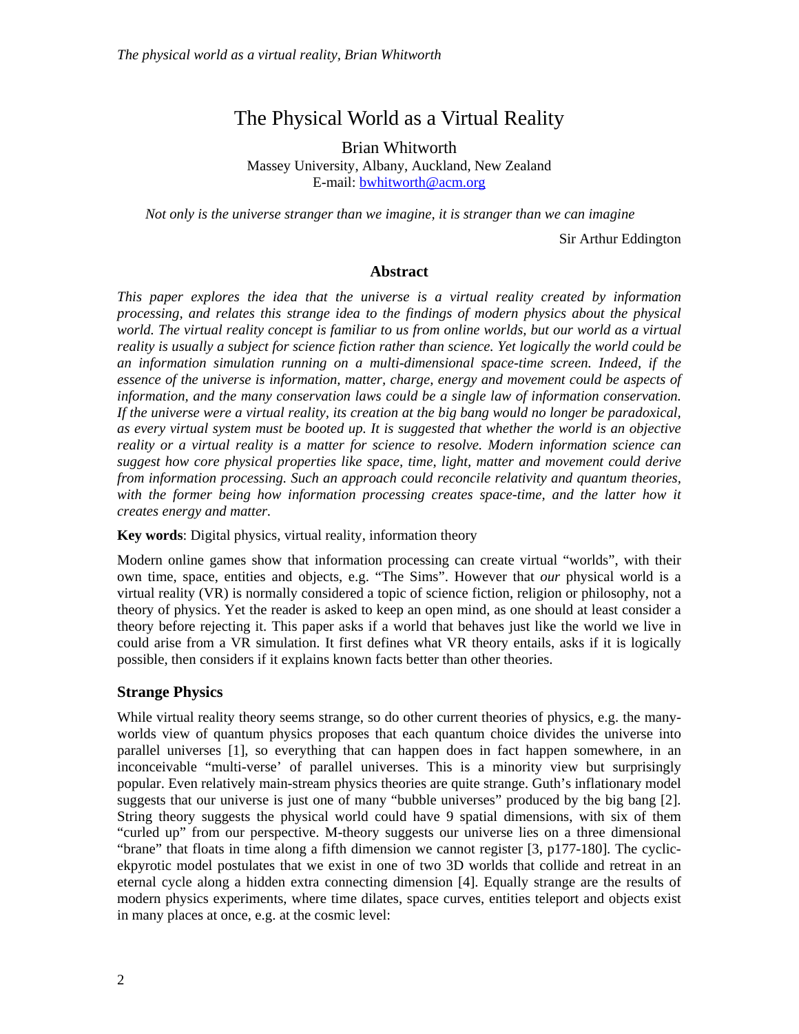# The Physical World as a Virtual Reality

Brian Whitworth
Massey University, Albany, Auckland, New Zealand
E-mail: bwhitworth@acm.org

*Not only is the universe stranger than we imagine, it is stranger than we can imagine*

Sir Arthur Eddington

### Abstract

*This paper explores the idea that the universe is a virtual reality created by information processing, and relates this strange idea to the findings of modern physics about the physical world. The virtual reality concept is familiar to us from online worlds, but our world as a virtual reality is usually a subject for science fiction rather than science. Yet logically the world could be an information simulation running on a multi-dimensional space-time screen. Indeed, if the essence of the universe is information, matter, charge, energy and movement could be aspects of information, and the many conservation laws could be a single law of information conservation. If the universe were a virtual reality, its creation at the big bang would no longer be paradoxical, as every virtual system must be booted up. It is suggested that whether the world is an objective reality or a virtual reality is a matter for science to resolve. Modern information science can suggest how core physical properties like space, time, light, matter and movement could derive from information processing. Such an approach could reconcile relativity and quantum theories, with the former being how information processing creates space-time, and the latter how it creates energy and matter.*

**Key words**: Digital physics, virtual reality, information theory

Modern online games show that information processing can create virtual "worlds", with their own time, space, entities and objects, e.g. "The Sims". However that *our* physical world is a virtual reality (VR) is normally considered a topic of science fiction, religion or philosophy, not a theory of physics. Yet the reader is asked to keep an open mind, as one should at least consider a theory before rejecting it. This paper asks if a world that behaves just like the world we live in could arise from a VR simulation. It first defines what VR theory entails, asks if it is logically possible, then considers if it explains known facts better than other theories.

## Strange Physics

While virtual reality theory seems strange, so do other current theories of physics, e.g. the many-worlds view of quantum physics proposes that each quantum choice divides the universe into parallel universes [1], so everything that can happen does in fact happen somewhere, in an inconceivable "multi-verse' of parallel universes. This is a minority view but surprisingly popular. Even relatively main-stream physics theories are quite strange. Guth's inflationary model suggests that our universe is just one of many "bubble universes" produced by the big bang [2]. String theory suggests the physical world could have 9 spatial dimensions, with six of them "curled up" from our perspective. M-theory suggests our universe lies on a three dimensional "brane" that floats in time along a fifth dimension we cannot register [3, p177-180]. The cyclic-ekpyrotic model postulates that we exist in one of two 3D worlds that collide and retreat in an eternal cycle along a hidden extra connecting dimension [4]. Equally strange are the results of modern physics experiments, where time dilates, space curves, entities teleport and objects exist in many places at once, e.g. at the cosmic level: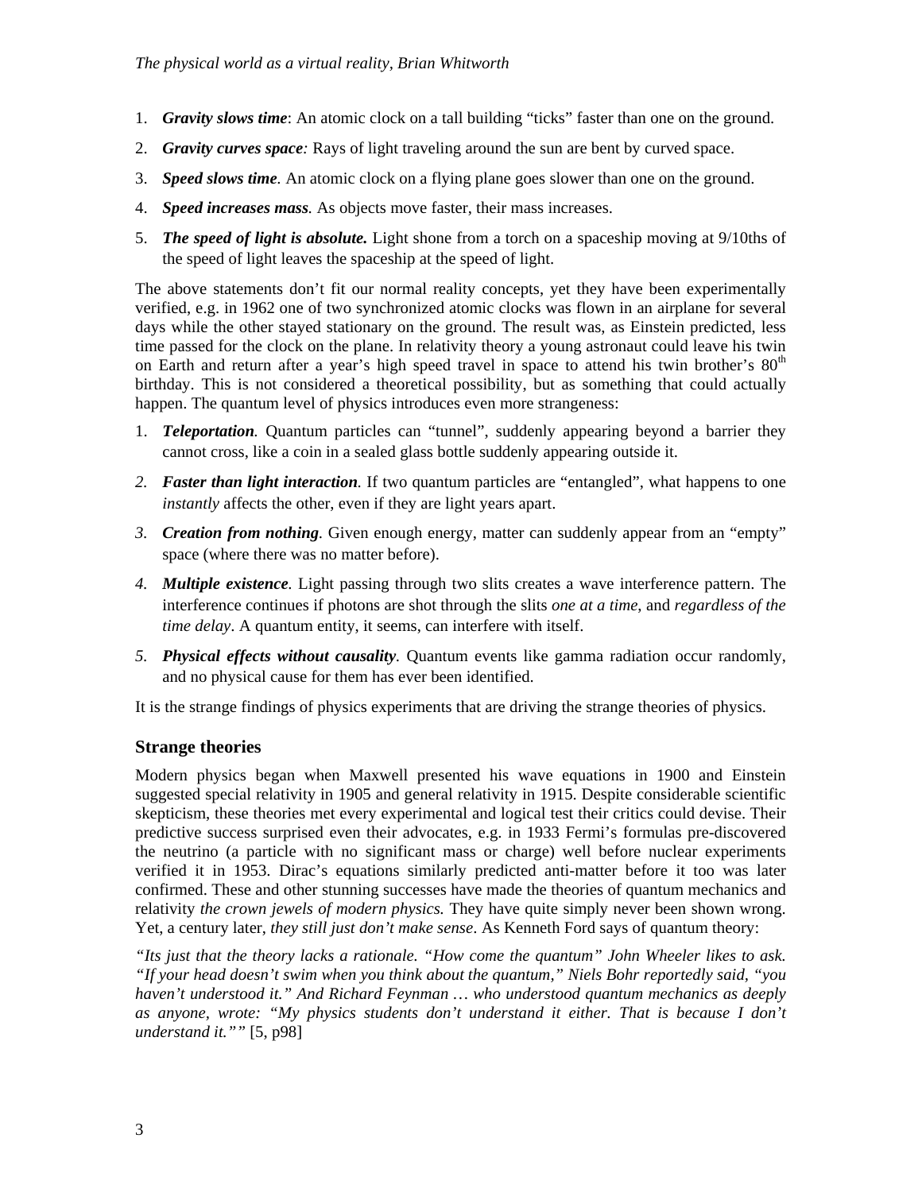1. ***Gravity slows time***: An atomic clock on a tall building "ticks" faster than one on the ground.
2. ***Gravity curves space:*** Rays of light traveling around the sun are bent by curved space.
3. ***Speed slows time.*** An atomic clock on a flying plane goes slower than one on the ground.
4. ***Speed increases mass.*** As objects move faster, their mass increases.
5. ***The speed of light is absolute.*** Light shone from a torch on a spaceship moving at 9/10ths of the speed of light leaves the spaceship at the speed of light.

The above statements don't fit our normal reality concepts, yet they have been experimentally verified, e.g. in 1962 one of two synchronized atomic clocks was flown in an airplane for several days while the other stayed stationary on the ground. The result was, as Einstein predicted, less time passed for the clock on the plane. In relativity theory a young astronaut could leave his twin on Earth and return after a year's high speed travel in space to attend his twin brother's 80th birthday. This is not considered a theoretical possibility, but as something that could actually happen. The quantum level of physics introduces even more strangeness:

1. ***Teleportation.*** Quantum particles can "tunnel", suddenly appearing beyond a barrier they cannot cross, like a coin in a sealed glass bottle suddenly appearing outside it.
2. ***Faster than light interaction.*** If two quantum particles are "entangled", what happens to one *instantly* affects the other, even if they are light years apart.
3. ***Creation from nothing.*** Given enough energy, matter can suddenly appear from an "empty" space (where there was no matter before).
4. ***Multiple existence.*** Light passing through two slits creates a wave interference pattern. The interference continues if photons are shot through the slits *one at a time*, and *regardless of the time delay*. A quantum entity, it seems, can interfere with itself.
5. ***Physical effects without causality.*** Quantum events like gamma radiation occur randomly, and no physical cause for them has ever been identified.

It is the strange findings of physics experiments that are driving the strange theories of physics.

## Strange theories

Modern physics began when Maxwell presented his wave equations in 1900 and Einstein suggested special relativity in 1905 and general relativity in 1915. Despite considerable scientific skepticism, these theories met every experimental and logical test their critics could devise. Their predictive success surprised even their advocates, e.g. in 1933 Fermi's formulas pre-discovered the neutrino (a particle with no significant mass or charge) well before nuclear experiments verified it in 1953. Dirac's equations similarly predicted anti-matter before it too was later confirmed. These and other stunning successes have made the theories of quantum mechanics and relativity *the crown jewels of modern physics.* They have quite simply never been shown wrong. Yet, a century later, *they still just don't make sense*. As Kenneth Ford says of quantum theory:

*"Its just that the theory lacks a rationale. "How come the quantum" John Wheeler likes to ask. "If your head doesn't swim when you think about the quantum," Niels Bohr reportedly said, "you haven't understood it." And Richard Feynman … who understood quantum mechanics as deeply as anyone, wrote: "My physics students don't understand it either. That is because I don't understand it.""* [5, p98]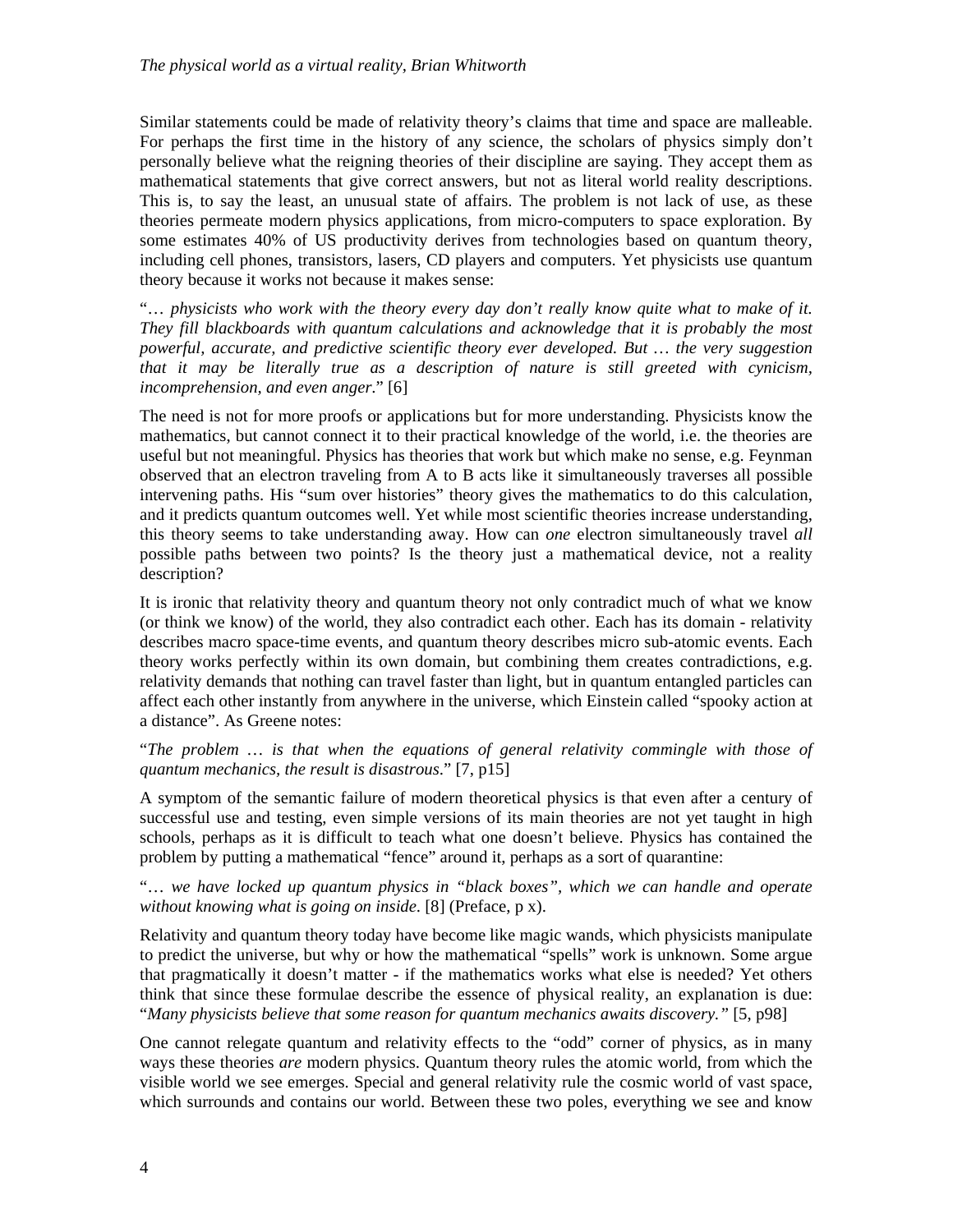Similar statements could be made of relativity theory's claims that time and space are malleable. For perhaps the first time in the history of any science, the scholars of physics simply don't personally believe what the reigning theories of their discipline are saying. They accept them as mathematical statements that give correct answers, but not as literal world reality descriptions. This is, to say the least, an unusual state of affairs. The problem is not lack of use, as these theories permeate modern physics applications, from micro-computers to space exploration. By some estimates 40% of US productivity derives from technologies based on quantum theory, including cell phones, transistors, lasers, CD players and computers. Yet physicists use quantum theory because it works not because it makes sense:

"*… physicists who work with the theory every day don't really know quite what to make of it. They fill blackboards with quantum calculations and acknowledge that it is probably the most powerful, accurate, and predictive scientific theory ever developed. But … the very suggestion that it may be literally true as a description of nature is still greeted with cynicism, incomprehension, and even anger.*" [6]

The need is not for more proofs or applications but for more understanding. Physicists know the mathematics, but cannot connect it to their practical knowledge of the world, i.e. the theories are useful but not meaningful. Physics has theories that work but which make no sense, e.g. Feynman observed that an electron traveling from A to B acts like it simultaneously traverses all possible intervening paths. His "sum over histories" theory gives the mathematics to do this calculation, and it predicts quantum outcomes well. Yet while most scientific theories increase understanding, this theory seems to take understanding away. How can *one* electron simultaneously travel *all* possible paths between two points? Is the theory just a mathematical device, not a reality description?

It is ironic that relativity theory and quantum theory not only contradict much of what we know (or think we know) of the world, they also contradict each other. Each has its domain - relativity describes macro space-time events, and quantum theory describes micro sub-atomic events. Each theory works perfectly within its own domain, but combining them creates contradictions, e.g. relativity demands that nothing can travel faster than light, but in quantum entangled particles can affect each other instantly from anywhere in the universe, which Einstein called "spooky action at a distance". As Greene notes:

"*The problem … is that when the equations of general relativity commingle with those of quantum mechanics, the result is disastrous.*" [7, p15]

A symptom of the semantic failure of modern theoretical physics is that even after a century of successful use and testing, even simple versions of its main theories are not yet taught in high schools, perhaps as it is difficult to teach what one doesn't believe. Physics has contained the problem by putting a mathematical "fence" around it, perhaps as a sort of quarantine:

"*… we have locked up quantum physics in "black boxes", which we can handle and operate without knowing what is going on inside.* [8] (Preface, p x).

Relativity and quantum theory today have become like magic wands, which physicists manipulate to predict the universe, but why or how the mathematical "spells" work is unknown. Some argue that pragmatically it doesn't matter - if the mathematics works what else is needed? Yet others think that since these formulae describe the essence of physical reality, an explanation is due: "*Many physicists believe that some reason for quantum mechanics awaits discovery.*" [5, p98]

One cannot relegate quantum and relativity effects to the "odd" corner of physics, as in many ways these theories *are* modern physics. Quantum theory rules the atomic world, from which the visible world we see emerges. Special and general relativity rule the cosmic world of vast space, which surrounds and contains our world. Between these two poles, everything we see and know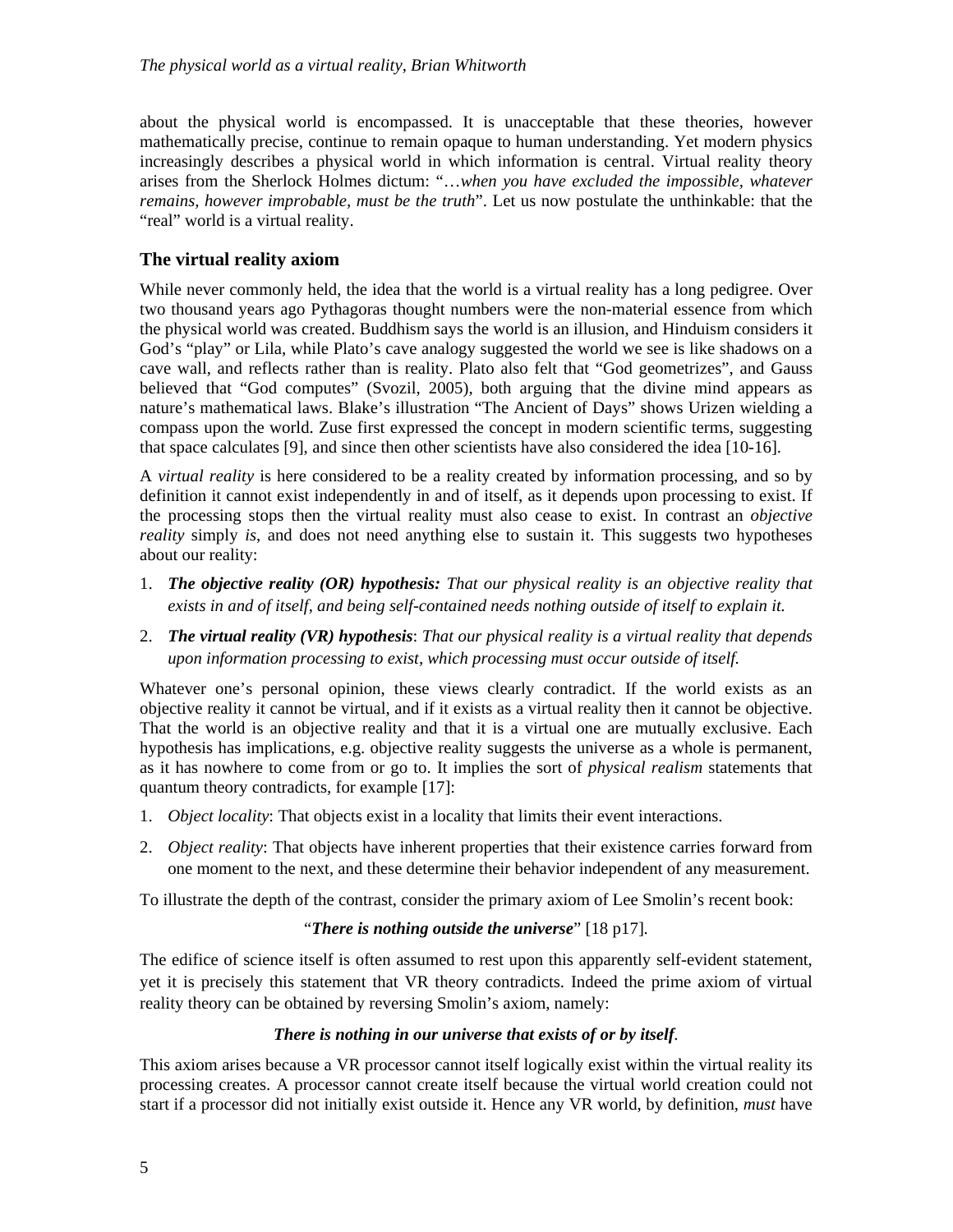about the physical world is encompassed. It is unacceptable that these theories, however mathematically precise, continue to remain opaque to human understanding. Yet modern physics increasingly describes a physical world in which information is central. Virtual reality theory arises from the Sherlock Holmes dictum: "*…when you have excluded the impossible, whatever remains, however improbable, must be the truth*". Let us now postulate the unthinkable: that the "real" world is a virtual reality.

## The virtual reality axiom

While never commonly held, the idea that the world is a virtual reality has a long pedigree. Over two thousand years ago Pythagoras thought numbers were the non-material essence from which the physical world was created. Buddhism says the world is an illusion, and Hinduism considers it God's "play" or Lila, while Plato's cave analogy suggested the world we see is like shadows on a cave wall, and reflects rather than is reality. Plato also felt that "God geometrizes", and Gauss believed that "God computes" (Svozil, 2005), both arguing that the divine mind appears as nature's mathematical laws. Blake's illustration "The Ancient of Days" shows Urizen wielding a compass upon the world. Zuse first expressed the concept in modern scientific terms, suggesting that space calculates [9], and since then other scientists have also considered the idea [10-16].

A *virtual reality* is here considered to be a reality created by information processing, and so by definition it cannot exist independently in and of itself, as it depends upon processing to exist. If the processing stops then the virtual reality must also cease to exist. In contrast an *objective reality* simply *is*, and does not need anything else to sustain it. This suggests two hypotheses about our reality:

1. ***The objective reality (OR) hypothesis:*** *That our physical reality is an objective reality that exists in and of itself, and being self-contained needs nothing outside of itself to explain it.*
2. ***The virtual reality (VR) hypothesis***: *That our physical reality is a virtual reality that depends upon information processing to exist, which processing must occur outside of itself.*

Whatever one's personal opinion, these views clearly contradict. If the world exists as an objective reality it cannot be virtual, and if it exists as a virtual reality then it cannot be objective. That the world is an objective reality and that it is a virtual one are mutually exclusive. Each hypothesis has implications, e.g. objective reality suggests the universe as a whole is permanent, as it has nowhere to come from or go to. It implies the sort of *physical realism* statements that quantum theory contradicts, for example [17]:

1. *Object locality*: That objects exist in a locality that limits their event interactions.
2. *Object reality*: That objects have inherent properties that their existence carries forward from one moment to the next, and these determine their behavior independent of any measurement.

To illustrate the depth of the contrast, consider the primary axiom of Lee Smolin's recent book:

"***There is nothing outside the universe***" [18 p17].

The edifice of science itself is often assumed to rest upon this apparently self-evident statement, yet it is precisely this statement that VR theory contradicts. Indeed the prime axiom of virtual reality theory can be obtained by reversing Smolin's axiom, namely:

***There is nothing in our universe that exists of or by itself***.

This axiom arises because a VR processor cannot itself logically exist within the virtual reality its processing creates. A processor cannot create itself because the virtual world creation could not start if a processor did not initially exist outside it. Hence any VR world, by definition, *must* have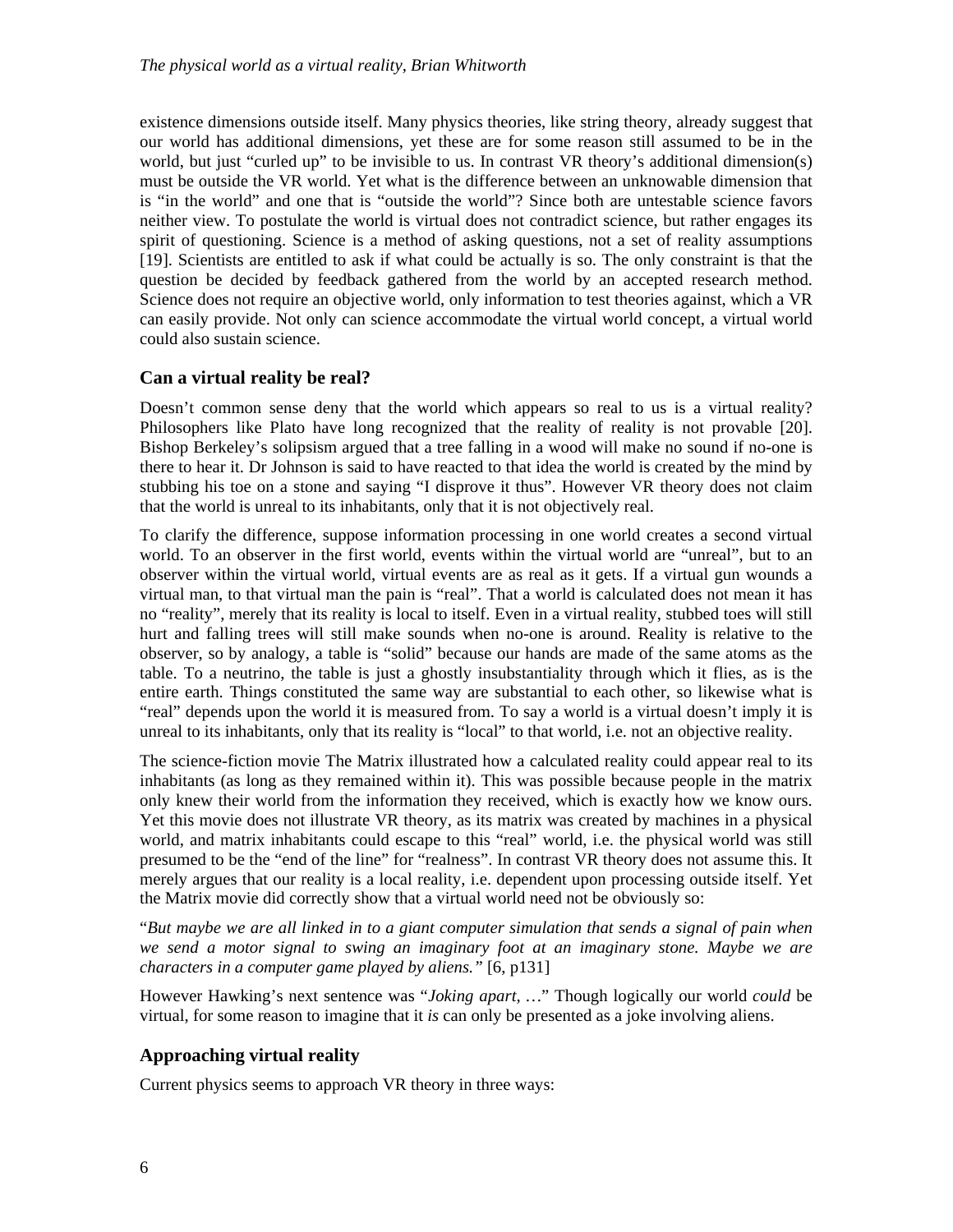existence dimensions outside itself. Many physics theories, like string theory, already suggest that our world has additional dimensions, yet these are for some reason still assumed to be in the world, but just "curled up" to be invisible to us. In contrast VR theory's additional dimension(s) must be outside the VR world. Yet what is the difference between an unknowable dimension that is "in the world" and one that is "outside the world"? Since both are untestable science favors neither view. To postulate the world is virtual does not contradict science, but rather engages its spirit of questioning. Science is a method of asking questions, not a set of reality assumptions [19]. Scientists are entitled to ask if what could be actually is so. The only constraint is that the question be decided by feedback gathered from the world by an accepted research method. Science does not require an objective world, only information to test theories against, which a VR can easily provide. Not only can science accommodate the virtual world concept, a virtual world could also sustain science.

## Can a virtual reality be real?

Doesn't common sense deny that the world which appears so real to us is a virtual reality? Philosophers like Plato have long recognized that the reality of reality is not provable [20]. Bishop Berkeley's solipsism argued that a tree falling in a wood will make no sound if no-one is there to hear it. Dr Johnson is said to have reacted to that idea the world is created by the mind by stubbing his toe on a stone and saying "I disprove it thus". However VR theory does not claim that the world is unreal to its inhabitants, only that it is not objectively real.

To clarify the difference, suppose information processing in one world creates a second virtual world. To an observer in the first world, events within the virtual world are "unreal", but to an observer within the virtual world, virtual events are as real as it gets. If a virtual gun wounds a virtual man, to that virtual man the pain is "real". That a world is calculated does not mean it has no "reality", merely that its reality is local to itself. Even in a virtual reality, stubbed toes will still hurt and falling trees will still make sounds when no-one is around. Reality is relative to the observer, so by analogy, a table is "solid" because our hands are made of the same atoms as the table. To a neutrino, the table is just a ghostly insubstantiality through which it flies, as is the entire earth. Things constituted the same way are substantial to each other, so likewise what is "real" depends upon the world it is measured from. To say a world is a virtual doesn't imply it is unreal to its inhabitants, only that its reality is "local" to that world, i.e. not an objective reality.

The science-fiction movie The Matrix illustrated how a calculated reality could appear real to its inhabitants (as long as they remained within it). This was possible because people in the matrix only knew their world from the information they received, which is exactly how we know ours. Yet this movie does not illustrate VR theory, as its matrix was created by machines in a physical world, and matrix inhabitants could escape to this "real" world, i.e. the physical world was still presumed to be the "end of the line" for "realness". In contrast VR theory does not assume this. It merely argues that our reality is a local reality, i.e. dependent upon processing outside itself. Yet the Matrix movie did correctly show that a virtual world need not be obviously so:

"*But maybe we are all linked in to a giant computer simulation that sends a signal of pain when we send a motor signal to swing an imaginary foot at an imaginary stone. Maybe we are characters in a computer game played by aliens.*" [6, p131]

However Hawking's next sentence was "*Joking apart*, …" Though logically our world *could* be virtual, for some reason to imagine that it *is* can only be presented as a joke involving aliens.

## Approaching virtual reality

Current physics seems to approach VR theory in three ways: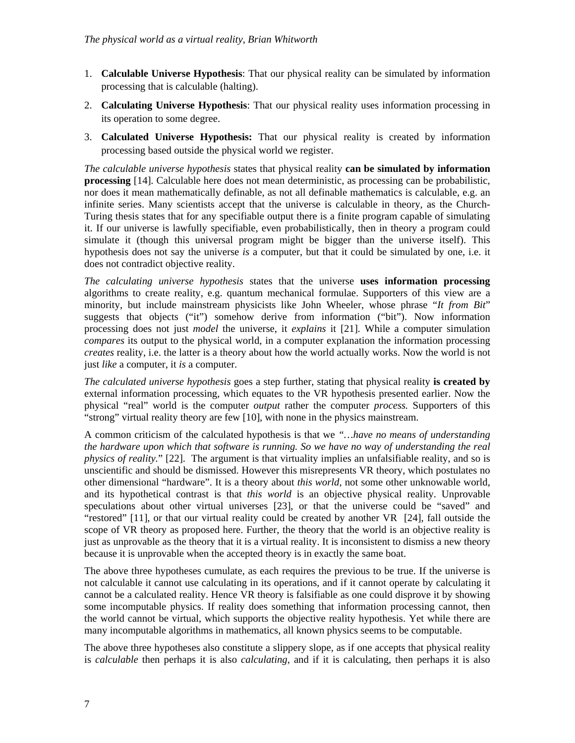1. **Calculable Universe Hypothesis**: That our physical reality can be simulated by information processing that is calculable (halting).

2. **Calculating Universe Hypothesis**: That our physical reality uses information processing in its operation to some degree.

3. **Calculated Universe Hypothesis:** That our physical reality is created by information processing based outside the physical world we register.

*The calculable universe hypothesis* states that physical reality **can be simulated by information processing** [14]. Calculable here does not mean deterministic, as processing can be probabilistic, nor does it mean mathematically definable, as not all definable mathematics is calculable, e.g. an infinite series. Many scientists accept that the universe is calculable in theory, as the Church-Turing thesis states that for any specifiable output there is a finite program capable of simulating it. If our universe is lawfully specifiable, even probabilistically, then in theory a program could simulate it (though this universal program might be bigger than the universe itself). This hypothesis does not say the universe *is* a computer, but that it could be simulated by one, i.e. it does not contradict objective reality.

*The calculating universe hypothesis* states that the universe **uses information processing** algorithms to create reality, e.g. quantum mechanical formulae. Supporters of this view are a minority, but include mainstream physicists like John Wheeler, whose phrase "*It from Bit*" suggests that objects ("it") somehow derive from information ("bit"). Now information processing does not just *model* the universe, it *explains* it [21]. While a computer simulation *compares* its output to the physical world, in a computer explanation the information processing *creates* reality, i.e. the latter is a theory about how the world actually works. Now the world is not just *like* a computer, it *is* a computer.

*The calculated universe hypothesis* goes a step further, stating that physical reality **is created by** external information processing, which equates to the VR hypothesis presented earlier. Now the physical "real" world is the computer *output* rather the computer *process.* Supporters of this "strong" virtual reality theory are few [10], with none in the physics mainstream.

A common criticism of the calculated hypothesis is that we *"…have no means of understanding the hardware upon which that software is running. So we have no way of understanding the real physics of reality.*" [22]. The argument is that virtuality implies an unfalsifiable reality, and so is unscientific and should be dismissed. However this misrepresents VR theory, which postulates no other dimensional "hardware". It is a theory about *this world*, not some other unknowable world, and its hypothetical contrast is that *this world* is an objective physical reality. Unprovable speculations about other virtual universes [23], or that the universe could be "saved" and "restored" [11], or that our virtual reality could be created by another VR [24], fall outside the scope of VR theory as proposed here. Further, the theory that the world is an objective reality is just as unprovable as the theory that it is a virtual reality. It is inconsistent to dismiss a new theory because it is unprovable when the accepted theory is in exactly the same boat.

The above three hypotheses cumulate, as each requires the previous to be true. If the universe is not calculable it cannot use calculating in its operations, and if it cannot operate by calculating it cannot be a calculated reality. Hence VR theory is falsifiable as one could disprove it by showing some incomputable physics. If reality does something that information processing cannot, then the world cannot be virtual, which supports the objective reality hypothesis. Yet while there are many incomputable algorithms in mathematics, all known physics seems to be computable.

The above three hypotheses also constitute a slippery slope, as if one accepts that physical reality is *calculable* then perhaps it is also *calculating*, and if it is calculating, then perhaps it is also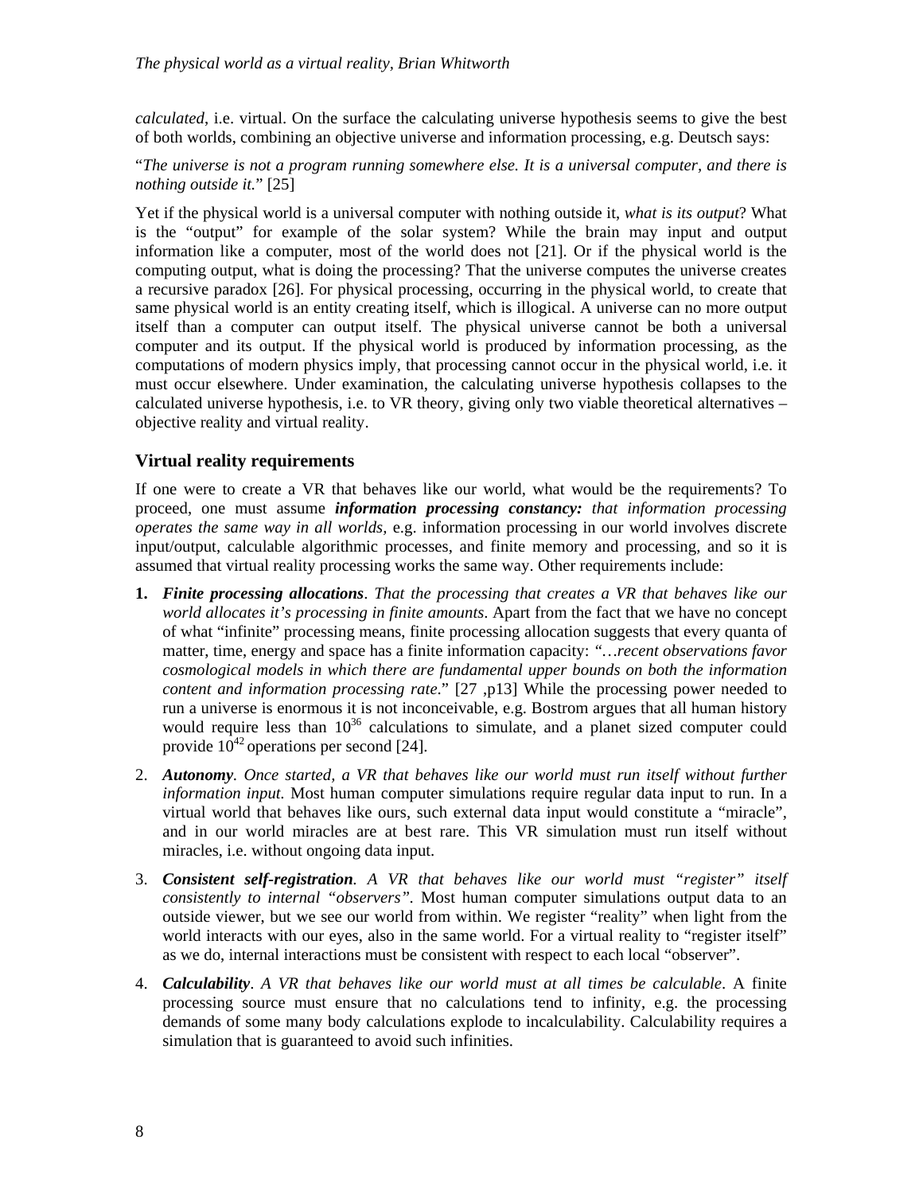*calculated*, i.e. virtual. On the surface the calculating universe hypothesis seems to give the best of both worlds, combining an objective universe and information processing, e.g. Deutsch says:

"*The universe is not a program running somewhere else. It is a universal computer, and there is nothing outside it.*" [25]

Yet if the physical world is a universal computer with nothing outside it, *what is its output*? What is the "output" for example of the solar system? While the brain may input and output information like a computer, most of the world does not [21]. Or if the physical world is the computing output, what is doing the processing? That the universe computes the universe creates a recursive paradox [26]. For physical processing, occurring in the physical world, to create that same physical world is an entity creating itself, which is illogical. A universe can no more output itself than a computer can output itself. The physical universe cannot be both a universal computer and its output. If the physical world is produced by information processing, as the computations of modern physics imply, that processing cannot occur in the physical world, i.e. it must occur elsewhere. Under examination, the calculating universe hypothesis collapses to the calculated universe hypothesis, i.e. to VR theory, giving only two viable theoretical alternatives – objective reality and virtual reality.

## Virtual reality requirements

If one were to create a VR that behaves like our world, what would be the requirements? To proceed, one must assume ***information processing constancy:*** *that information processing operates the same way in all worlds,* e.g. information processing in our world involves discrete input/output, calculable algorithmic processes, and finite memory and processing, and so it is assumed that virtual reality processing works the same way. Other requirements include:

1. ***Finite processing allocations***. *That the processing that creates a VR that behaves like our world allocates it's processing in finite amounts*. Apart from the fact that we have no concept of what "infinite" processing means, finite processing allocation suggests that every quanta of matter, time, energy and space has a finite information capacity: "*…recent observations favor cosmological models in which there are fundamental upper bounds on both the information content and information processing rate*." [27 ,p13] While the processing power needed to run a universe is enormous it is not inconceivable, e.g. Bostrom argues that all human history would require less than $10^{36}$ calculations to simulate, and a planet sized computer could provide $10^{42}$ operations per second [24].
2. ***Autonomy***. *Once started, a VR that behaves like our world must run itself without further information input.* Most human computer simulations require regular data input to run. In a virtual world that behaves like ours, such external data input would constitute a "miracle", and in our world miracles are at best rare. This VR simulation must run itself without miracles, i.e. without ongoing data input.
3. ***Consistent self-registration***. *A VR that behaves like our world must "register" itself consistently to internal "observers".* Most human computer simulations output data to an outside viewer, but we see our world from within. We register "reality" when light from the world interacts with our eyes, also in the same world. For a virtual reality to "register itself" as we do, internal interactions must be consistent with respect to each local "observer".
4. ***Calculability***. *A VR that behaves like our world must at all times be calculable*. A finite processing source must ensure that no calculations tend to infinity, e.g. the processing demands of some many body calculations explode to incalculability. Calculability requires a simulation that is guaranteed to avoid such infinities.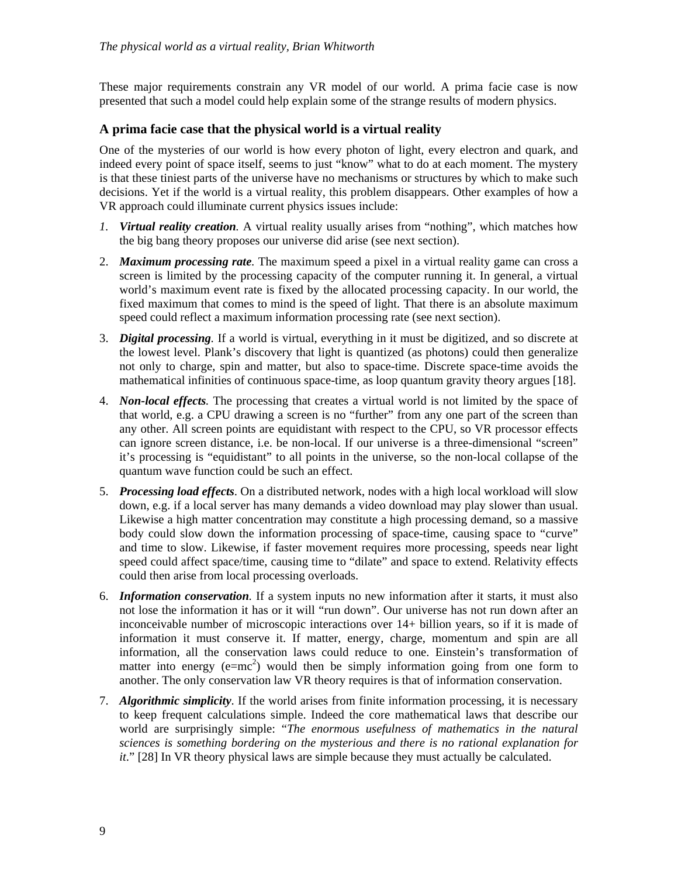These major requirements constrain any VR model of our world. A prima facie case is now presented that such a model could help explain some of the strange results of modern physics.

### A prima facie case that the physical world is a virtual reality

One of the mysteries of our world is how every photon of light, every electron and quark, and indeed every point of space itself, seems to just "know" what to do at each moment. The mystery is that these tiniest parts of the universe have no mechanisms or structures by which to make such decisions. Yet if the world is a virtual reality, this problem disappears. Other examples of how a VR approach could illuminate current physics issues include:

1. ***Virtual reality creation***. A virtual reality usually arises from "nothing", which matches how the big bang theory proposes our universe did arise (see next section).
2. ***Maximum processing rate***. The maximum speed a pixel in a virtual reality game can cross a screen is limited by the processing capacity of the computer running it. In general, a virtual world's maximum event rate is fixed by the allocated processing capacity. In our world, the fixed maximum that comes to mind is the speed of light. That there is an absolute maximum speed could reflect a maximum information processing rate (see next section).
3. ***Digital processing***. If a world is virtual, everything in it must be digitized, and so discrete at the lowest level. Plank's discovery that light is quantized (as photons) could then generalize not only to charge, spin and matter, but also to space-time. Discrete space-time avoids the mathematical infinities of continuous space-time, as loop quantum gravity theory argues [18].
4. ***Non-local effects***. The processing that creates a virtual world is not limited by the space of that world, e.g. a CPU drawing a screen is no "further" from any one part of the screen than any other. All screen points are equidistant with respect to the CPU, so VR processor effects can ignore screen distance, i.e. be non-local. If our universe is a three-dimensional "screen" it's processing is "equidistant" to all points in the universe, so the non-local collapse of the quantum wave function could be such an effect.
5. ***Processing load effects***. On a distributed network, nodes with a high local workload will slow down, e.g. if a local server has many demands a video download may play slower than usual. Likewise a high matter concentration may constitute a high processing demand, so a massive body could slow down the information processing of space-time, causing space to "curve" and time to slow. Likewise, if faster movement requires more processing, speeds near light speed could affect space/time, causing time to "dilate" and space to extend. Relativity effects could then arise from local processing overloads.
6. ***Information conservation***. If a system inputs no new information after it starts, it must also not lose the information it has or it will "run down". Our universe has not run down after an inconceivable number of microscopic interactions over 14+ billion years, so if it is made of information it must conserve it. If matter, energy, charge, momentum and spin are all information, all the conservation laws could reduce to one. Einstein's transformation of matter into energy ($e=mc^2$) would then be simply information going from one form to another. The only conservation law VR theory requires is that of information conservation.
7. ***Algorithmic simplicity***. If the world arises from finite information processing, it is necessary to keep frequent calculations simple. Indeed the core mathematical laws that describe our world are surprisingly simple: "*The enormous usefulness of mathematics in the natural sciences is something bordering on the mysterious and there is no rational explanation for it*." [28] In VR theory physical laws are simple because they must actually be calculated.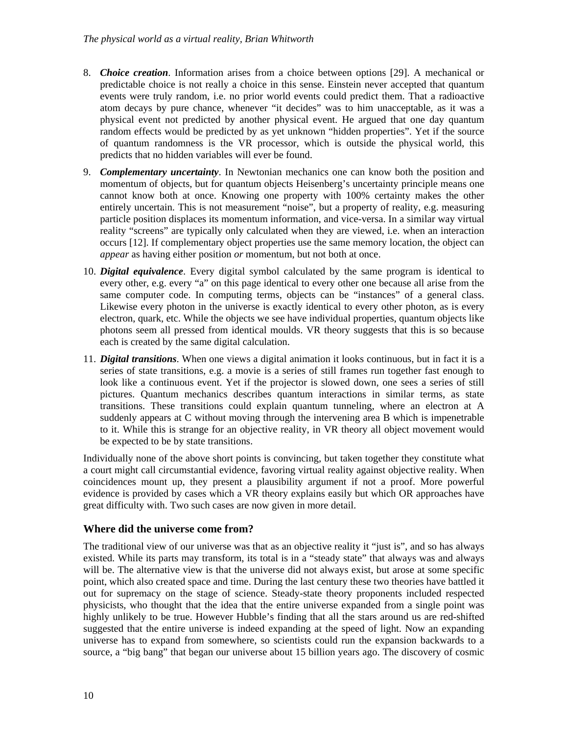8. ***Choice creation***. Information arises from a choice between options [29]. A mechanical or predictable choice is not really a choice in this sense. Einstein never accepted that quantum events were truly random, i.e. no prior world events could predict them. That a radioactive atom decays by pure chance, whenever "it decides" was to him unacceptable, as it was a physical event not predicted by another physical event. He argued that one day quantum random effects would be predicted by as yet unknown "hidden properties". Yet if the source of quantum randomness is the VR processor, which is outside the physical world, this predicts that no hidden variables will ever be found.

9. ***Complementary uncertainty***. In Newtonian mechanics one can know both the position and momentum of objects, but for quantum objects Heisenberg's uncertainty principle means one cannot know both at once. Knowing one property with 100% certainty makes the other entirely uncertain. This is not measurement "noise", but a property of reality, e.g. measuring particle position displaces its momentum information, and vice-versa. In a similar way virtual reality "screens" are typically only calculated when they are viewed, i.e. when an interaction occurs [12]. If complementary object properties use the same memory location, the object can *appear* as having either position *or* momentum, but not both at once.

10. ***Digital equivalence***. Every digital symbol calculated by the same program is identical to every other, e.g. every "a" on this page identical to every other one because all arise from the same computer code. In computing terms, objects can be "instances" of a general class. Likewise every photon in the universe is exactly identical to every other photon, as is every electron, quark, etc. While the objects we see have individual properties, quantum objects like photons seem all pressed from identical moulds. VR theory suggests that this is so because each is created by the same digital calculation.

11. ***Digital transitions***. When one views a digital animation it looks continuous, but in fact it is a series of state transitions, e.g. a movie is a series of still frames run together fast enough to look like a continuous event. Yet if the projector is slowed down, one sees a series of still pictures. Quantum mechanics describes quantum interactions in similar terms, as state transitions. These transitions could explain quantum tunneling, where an electron at A suddenly appears at C without moving through the intervening area B which is impenetrable to it. While this is strange for an objective reality, in VR theory all object movement would be expected to be by state transitions.

Individually none of the above short points is convincing, but taken together they constitute what a court might call circumstantial evidence, favoring virtual reality against objective reality. When coincidences mount up, they present a plausibility argument if not a proof. More powerful evidence is provided by cases which a VR theory explains easily but which OR approaches have great difficulty with. Two such cases are now given in more detail.

## Where did the universe come from?

The traditional view of our universe was that as an objective reality it "just is", and so has always existed. While its parts may transform, its total is in a "steady state" that always was and always will be. The alternative view is that the universe did not always exist, but arose at some specific point, which also created space and time. During the last century these two theories have battled it out for supremacy on the stage of science. Steady-state theory proponents included respected physicists, who thought that the idea that the entire universe expanded from a single point was highly unlikely to be true. However Hubble's finding that all the stars around us are red-shifted suggested that the entire universe is indeed expanding at the speed of light. Now an expanding universe has to expand from somewhere, so scientists could run the expansion backwards to a source, a "big bang" that began our universe about 15 billion years ago. The discovery of cosmic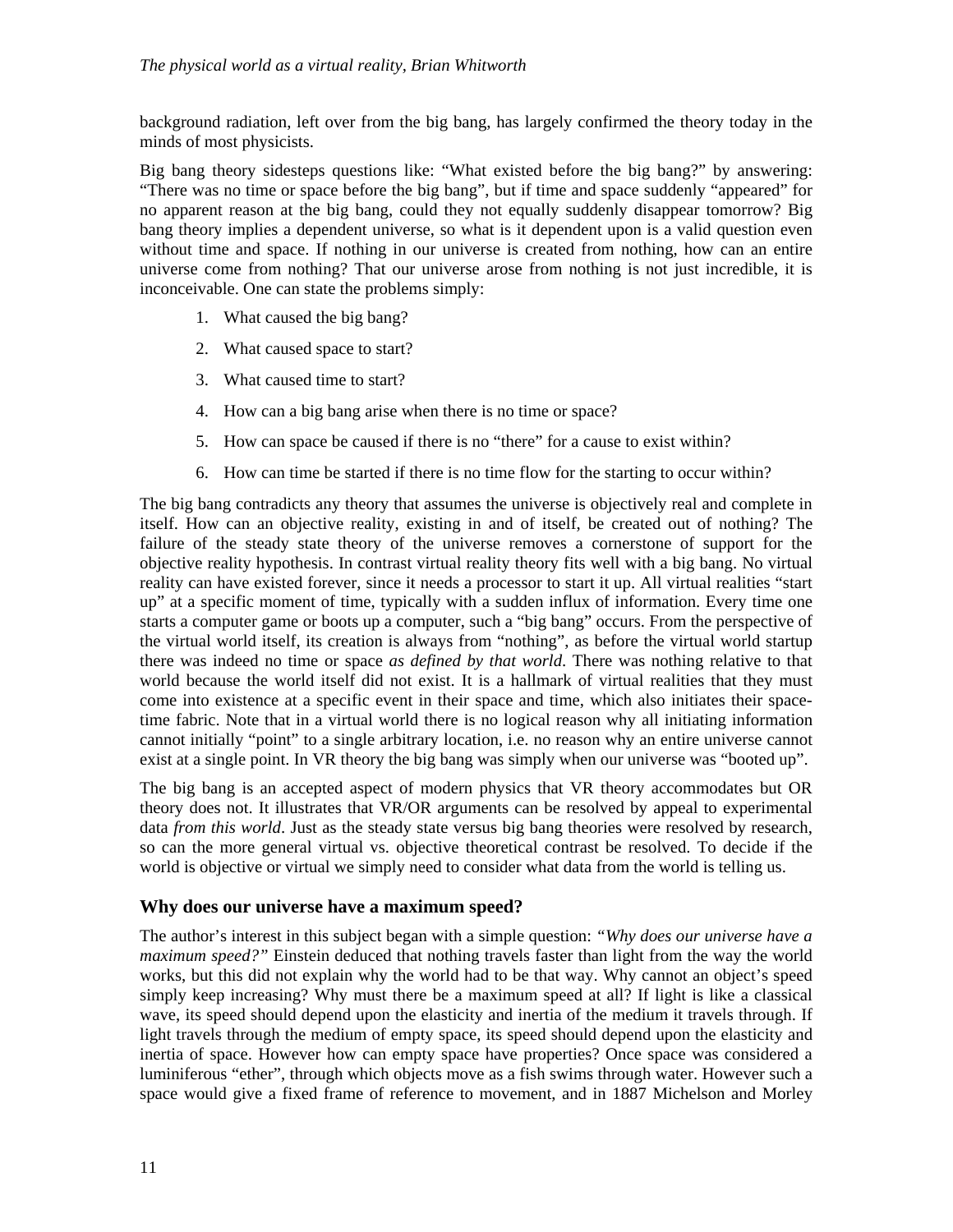background radiation, left over from the big bang, has largely confirmed the theory today in the minds of most physicists.

Big bang theory sidesteps questions like: "What existed before the big bang?" by answering: "There was no time or space before the big bang", but if time and space suddenly "appeared" for no apparent reason at the big bang, could they not equally suddenly disappear tomorrow? Big bang theory implies a dependent universe, so what is it dependent upon is a valid question even without time and space. If nothing in our universe is created from nothing, how can an entire universe come from nothing? That our universe arose from nothing is not just incredible, it is inconceivable. One can state the problems simply:

1. What caused the big bang?
2. What caused space to start?
3. What caused time to start?
4. How can a big bang arise when there is no time or space?
5. How can space be caused if there is no "there" for a cause to exist within?
6. How can time be started if there is no time flow for the starting to occur within?

The big bang contradicts any theory that assumes the universe is objectively real and complete in itself. How can an objective reality, existing in and of itself, be created out of nothing? The failure of the steady state theory of the universe removes a cornerstone of support for the objective reality hypothesis. In contrast virtual reality theory fits well with a big bang. No virtual reality can have existed forever, since it needs a processor to start it up. All virtual realities "start up" at a specific moment of time, typically with a sudden influx of information. Every time one starts a computer game or boots up a computer, such a "big bang" occurs. From the perspective of the virtual world itself, its creation is always from "nothing", as before the virtual world startup there was indeed no time or space *as defined by that world*. There was nothing relative to that world because the world itself did not exist. It is a hallmark of virtual realities that they must come into existence at a specific event in their space and time, which also initiates their space-time fabric. Note that in a virtual world there is no logical reason why all initiating information cannot initially "point" to a single arbitrary location, i.e. no reason why an entire universe cannot exist at a single point. In VR theory the big bang was simply when our universe was "booted up".

The big bang is an accepted aspect of modern physics that VR theory accommodates but OR theory does not. It illustrates that VR/OR arguments can be resolved by appeal to experimental data *from this world*. Just as the steady state versus big bang theories were resolved by research, so can the more general virtual vs. objective theoretical contrast be resolved. To decide if the world is objective or virtual we simply need to consider what data from the world is telling us.

## Why does our universe have a maximum speed?

The author's interest in this subject began with a simple question: *"Why does our universe have a maximum speed?"* Einstein deduced that nothing travels faster than light from the way the world works, but this did not explain why the world had to be that way. Why cannot an object's speed simply keep increasing? Why must there be a maximum speed at all? If light is like a classical wave, its speed should depend upon the elasticity and inertia of the medium it travels through. If light travels through the medium of empty space, its speed should depend upon the elasticity and inertia of space. However how can empty space have properties? Once space was considered a luminiferous "ether", through which objects move as a fish swims through water. However such a space would give a fixed frame of reference to movement, and in 1887 Michelson and Morley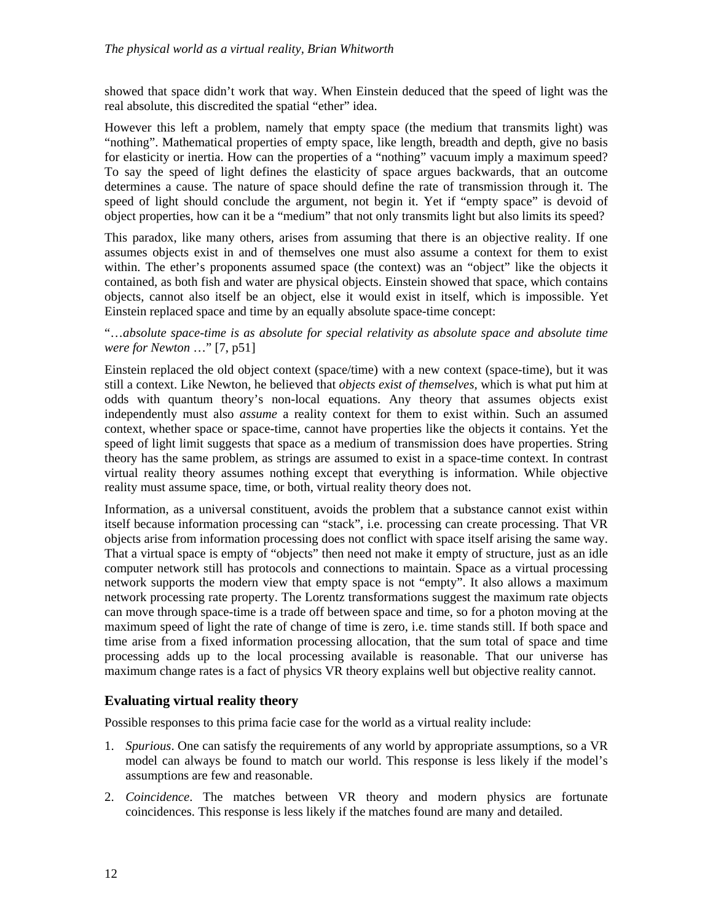showed that space didn't work that way. When Einstein deduced that the speed of light was the real absolute, this discredited the spatial "ether" idea.

However this left a problem, namely that empty space (the medium that transmits light) was "nothing". Mathematical properties of empty space, like length, breadth and depth, give no basis for elasticity or inertia. How can the properties of a "nothing" vacuum imply a maximum speed? To say the speed of light defines the elasticity of space argues backwards, that an outcome determines a cause. The nature of space should define the rate of transmission through it. The speed of light should conclude the argument, not begin it. Yet if "empty space" is devoid of object properties, how can it be a "medium" that not only transmits light but also limits its speed?

This paradox, like many others, arises from assuming that there is an objective reality. If one assumes objects exist in and of themselves one must also assume a context for them to exist within. The ether's proponents assumed space (the context) was an "object" like the objects it contained, as both fish and water are physical objects. Einstein showed that space, which contains objects, cannot also itself be an object, else it would exist in itself, which is impossible. Yet Einstein replaced space and time by an equally absolute space-time concept:

"…*absolute space-time is as absolute for special relativity as absolute space and absolute time were for Newton* …" [7, p51]

Einstein replaced the old object context (space/time) with a new context (space-time), but it was still a context. Like Newton, he believed that *objects exist of themselves*, which is what put him at odds with quantum theory's non-local equations. Any theory that assumes objects exist independently must also *assume* a reality context for them to exist within. Such an assumed context, whether space or space-time, cannot have properties like the objects it contains. Yet the speed of light limit suggests that space as a medium of transmission does have properties. String theory has the same problem, as strings are assumed to exist in a space-time context. In contrast virtual reality theory assumes nothing except that everything is information. While objective reality must assume space, time, or both, virtual reality theory does not.

Information, as a universal constituent, avoids the problem that a substance cannot exist within itself because information processing can "stack", i.e. processing can create processing. That VR objects arise from information processing does not conflict with space itself arising the same way. That a virtual space is empty of "objects" then need not make it empty of structure, just as an idle computer network still has protocols and connections to maintain. Space as a virtual processing network supports the modern view that empty space is not "empty". It also allows a maximum network processing rate property. The Lorentz transformations suggest the maximum rate objects can move through space-time is a trade off between space and time, so for a photon moving at the maximum speed of light the rate of change of time is zero, i.e. time stands still. If both space and time arise from a fixed information processing allocation, that the sum total of space and time processing adds up to the local processing available is reasonable. That our universe has maximum change rates is a fact of physics VR theory explains well but objective reality cannot.

## Evaluating virtual reality theory

Possible responses to this prima facie case for the world as a virtual reality include:

1. *Spurious*. One can satisfy the requirements of any world by appropriate assumptions, so a VR model can always be found to match our world. This response is less likely if the model's assumptions are few and reasonable.
2. *Coincidence*. The matches between VR theory and modern physics are fortunate coincidences. This response is less likely if the matches found are many and detailed.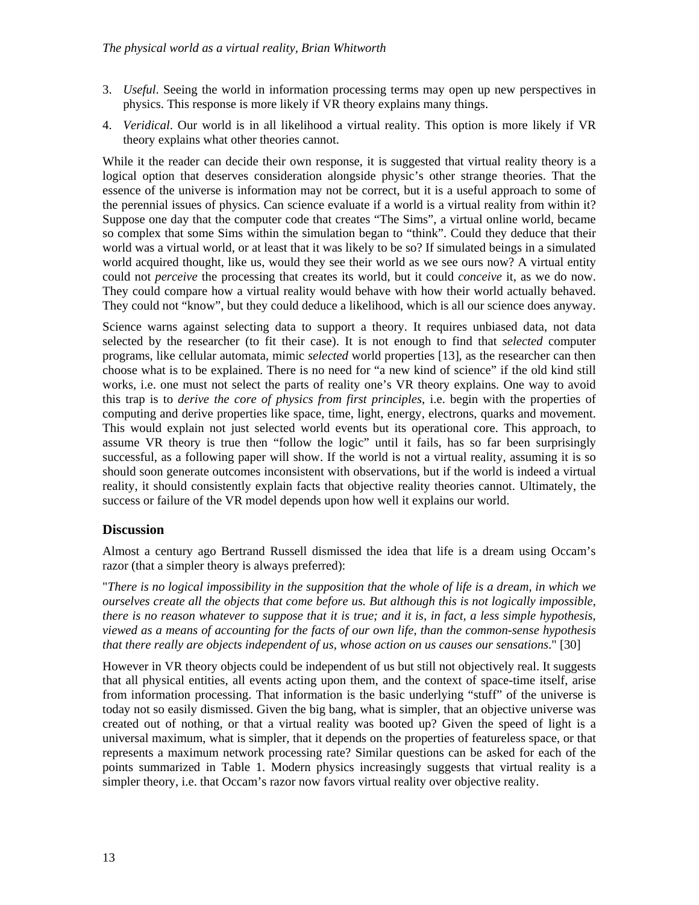3. *Useful*. Seeing the world in information processing terms may open up new perspectives in physics. This response is more likely if VR theory explains many things.
4. *Veridical*. Our world is in all likelihood a virtual reality. This option is more likely if VR theory explains what other theories cannot.

While it the reader can decide their own response, it is suggested that virtual reality theory is a logical option that deserves consideration alongside physic's other strange theories. That the essence of the universe is information may not be correct, but it is a useful approach to some of the perennial issues of physics. Can science evaluate if a world is a virtual reality from within it? Suppose one day that the computer code that creates "The Sims", a virtual online world, became so complex that some Sims within the simulation began to "think". Could they deduce that their world was a virtual world, or at least that it was likely to be so? If simulated beings in a simulated world acquired thought, like us, would they see their world as we see ours now? A virtual entity could not *perceive* the processing that creates its world, but it could *conceive* it, as we do now. They could compare how a virtual reality would behave with how their world actually behaved. They could not "know", but they could deduce a likelihood, which is all our science does anyway.

Science warns against selecting data to support a theory. It requires unbiased data, not data selected by the researcher (to fit their case). It is not enough to find that *selected* computer programs, like cellular automata, mimic *selected* world properties [13], as the researcher can then choose what is to be explained. There is no need for "a new kind of science" if the old kind still works, i.e. one must not select the parts of reality one's VR theory explains. One way to avoid this trap is to *derive the core of physics from first principles*, i.e. begin with the properties of computing and derive properties like space, time, light, energy, electrons, quarks and movement. This would explain not just selected world events but its operational core. This approach, to assume VR theory is true then "follow the logic" until it fails, has so far been surprisingly successful, as a following paper will show. If the world is not a virtual reality, assuming it is so should soon generate outcomes inconsistent with observations, but if the world is indeed a virtual reality, it should consistently explain facts that objective reality theories cannot. Ultimately, the success or failure of the VR model depends upon how well it explains our world.

## Discussion

Almost a century ago Bertrand Russell dismissed the idea that life is a dream using Occam's razor (that a simpler theory is always preferred):

"*There is no logical impossibility in the supposition that the whole of life is a dream, in which we ourselves create all the objects that come before us. But although this is not logically impossible, there is no reason whatever to suppose that it is true; and it is, in fact, a less simple hypothesis, viewed as a means of accounting for the facts of our own life, than the common-sense hypothesis that there really are objects independent of us, whose action on us causes our sensations*." [30]

However in VR theory objects could be independent of us but still not objectively real. It suggests that all physical entities, all events acting upon them, and the context of space-time itself, arise from information processing. That information is the basic underlying "stuff" of the universe is today not so easily dismissed. Given the big bang, what is simpler, that an objective universe was created out of nothing, or that a virtual reality was booted up? Given the speed of light is a universal maximum, what is simpler, that it depends on the properties of featureless space, or that represents a maximum network processing rate? Similar questions can be asked for each of the points summarized in Table 1. Modern physics increasingly suggests that virtual reality is a simpler theory, i.e. that Occam's razor now favors virtual reality over objective reality.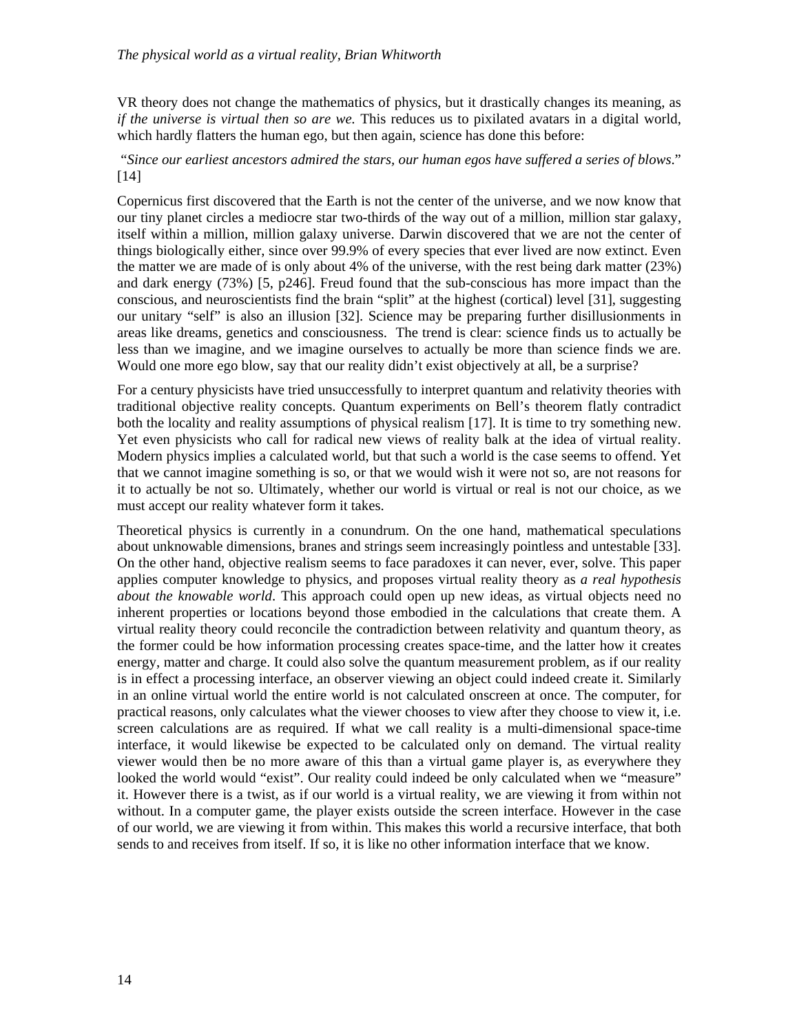VR theory does not change the mathematics of physics, but it drastically changes its meaning, as *if the universe is virtual then so are we.* This reduces us to pixilated avatars in a digital world, which hardly flatters the human ego, but then again, science has done this before:

"*Since our earliest ancestors admired the stars, our human egos have suffered a series of blows*." [14]

Copernicus first discovered that the Earth is not the center of the universe, and we now know that our tiny planet circles a mediocre star two-thirds of the way out of a million, million star galaxy, itself within a million, million galaxy universe. Darwin discovered that we are not the center of things biologically either, since over 99.9% of every species that ever lived are now extinct. Even the matter we are made of is only about 4% of the universe, with the rest being dark matter (23%) and dark energy (73%) [5, p246]. Freud found that the sub-conscious has more impact than the conscious, and neuroscientists find the brain "split" at the highest (cortical) level [31], suggesting our unitary "self" is also an illusion [32]. Science may be preparing further disillusionments in areas like dreams, genetics and consciousness. The trend is clear: science finds us to actually be less than we imagine, and we imagine ourselves to actually be more than science finds we are. Would one more ego blow, say that our reality didn't exist objectively at all, be a surprise?

For a century physicists have tried unsuccessfully to interpret quantum and relativity theories with traditional objective reality concepts. Quantum experiments on Bell's theorem flatly contradict both the locality and reality assumptions of physical realism [17]. It is time to try something new. Yet even physicists who call for radical new views of reality balk at the idea of virtual reality. Modern physics implies a calculated world, but that such a world is the case seems to offend. Yet that we cannot imagine something is so, or that we would wish it were not so, are not reasons for it to actually be not so. Ultimately, whether our world is virtual or real is not our choice, as we must accept our reality whatever form it takes.

Theoretical physics is currently in a conundrum. On the one hand, mathematical speculations about unknowable dimensions, branes and strings seem increasingly pointless and untestable [33]. On the other hand, objective realism seems to face paradoxes it can never, ever, solve. This paper applies computer knowledge to physics, and proposes virtual reality theory as *a real hypothesis about the knowable world*. This approach could open up new ideas, as virtual objects need no inherent properties or locations beyond those embodied in the calculations that create them. A virtual reality theory could reconcile the contradiction between relativity and quantum theory, as the former could be how information processing creates space-time, and the latter how it creates energy, matter and charge. It could also solve the quantum measurement problem, as if our reality is in effect a processing interface, an observer viewing an object could indeed create it. Similarly in an online virtual world the entire world is not calculated onscreen at once. The computer, for practical reasons, only calculates what the viewer chooses to view after they choose to view it, i.e. screen calculations are as required. If what we call reality is a multi-dimensional space-time interface, it would likewise be expected to be calculated only on demand. The virtual reality viewer would then be no more aware of this than a virtual game player is, as everywhere they looked the world would "exist". Our reality could indeed be only calculated when we "measure" it. However there is a twist, as if our world is a virtual reality, we are viewing it from within not without. In a computer game, the player exists outside the screen interface. However in the case of our world, we are viewing it from within. This makes this world a recursive interface, that both sends to and receives from itself. If so, it is like no other information interface that we know.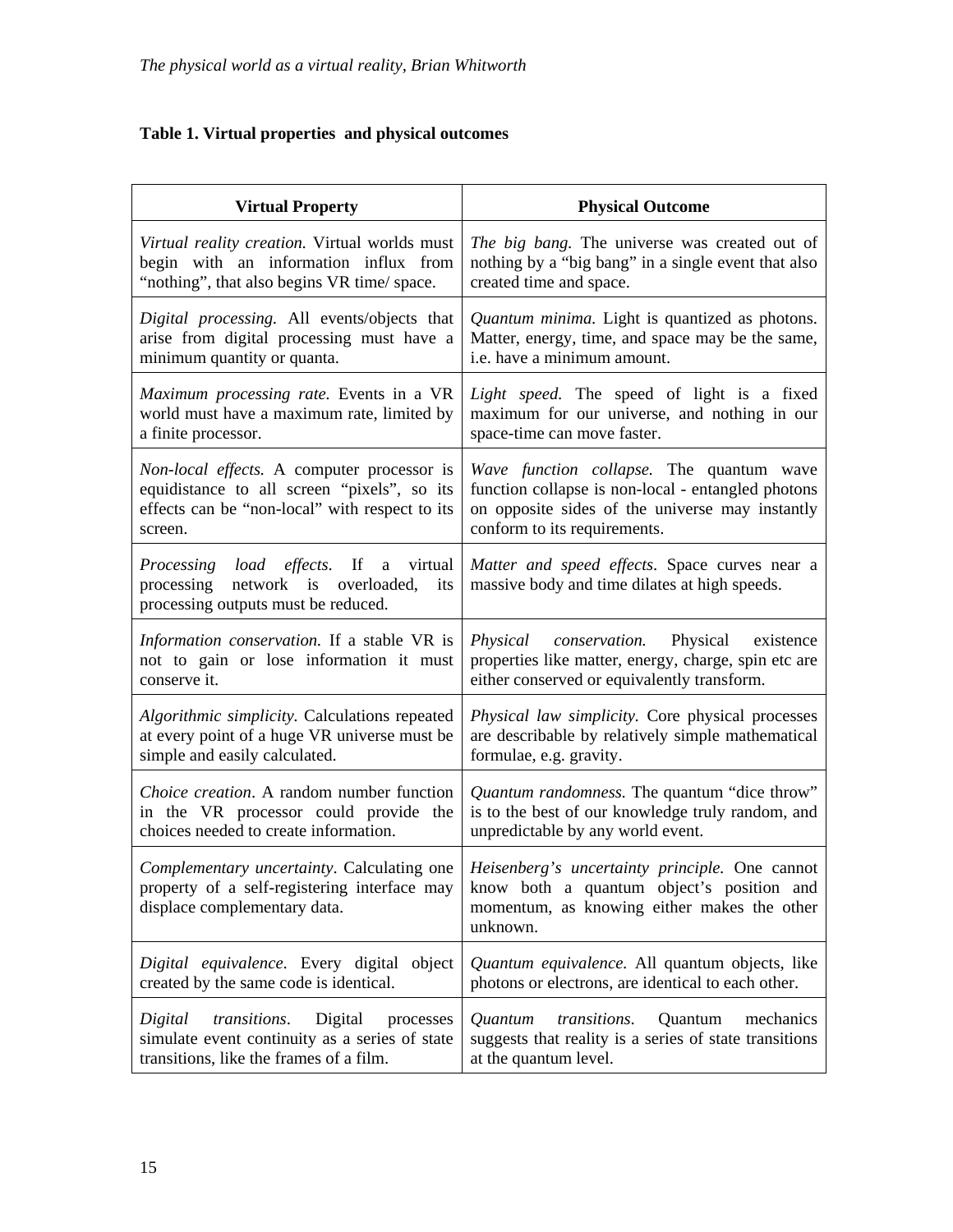**Table 1. Virtual properties and physical outcomes**

| Virtual Property | Physical Outcome |
|---|---|
| *Virtual reality creation.* Virtual worlds must begin with an information influx from “nothing”, that also begins VR time/ space. | *The big bang.* The universe was created out of nothing by a “big bang” in a single event that also created time and space. |
| *Digital processing.* All events/objects that arise from digital processing must have a minimum quantity or quanta. | *Quantum minima.* Light is quantized as photons. Matter, energy, time, and space may be the same, i.e. have a minimum amount. |
| *Maximum processing rate.* Events in a VR world must have a maximum rate, limited by a finite processor. | *Light speed.* The speed of light is a fixed maximum for our universe, and nothing in our space-time can move faster. |
| *Non-local effects.* A computer processor is equidistance to all screen “pixels”, so its effects can be “non-local” with respect to its screen. | *Wave function collapse.* The quantum wave function collapse is non-local - entangled photons on opposite sides of the universe may instantly conform to its requirements. |
| *Processing load effects*. If a virtual processing network is overloaded, its processing outputs must be reduced. | *Matter and speed effects*. Space curves near a massive body and time dilates at high speeds. |
| *Information conservation.* If a stable VR is not to gain or lose information it must conserve it. | *Physical conservation.* Physical existence properties like matter, energy, charge, spin etc are either conserved or equivalently transform. |
| *Algorithmic simplicity.* Calculations repeated at every point of a huge VR universe must be simple and easily calculated. | *Physical law simplicity.* Core physical processes are describable by relatively simple mathematical formulae, e.g. gravity. |
| *Choice creation*. A random number function in the VR processor could provide the choices needed to create information. | *Quantum randomness.* The quantum “dice throw” is to the best of our knowledge truly random, and unpredictable by any world event. |
| *Complementary uncertainty*. Calculating one property of a self-registering interface may displace complementary data. | *Heisenberg’s uncertainty principle.* One cannot know both a quantum object’s position and momentum, as knowing either makes the other unknown. |
| *Digital equivalence*. Every digital object created by the same code is identical. | *Quantum equivalence.* All quantum objects, like photons or electrons, are identical to each other. |
| *Digital transitions*. Digital processes simulate event continuity as a series of state transitions, like the frames of a film. | *Quantum transitions.* Quantum mechanics suggests that reality is a series of state transitions at the quantum level. |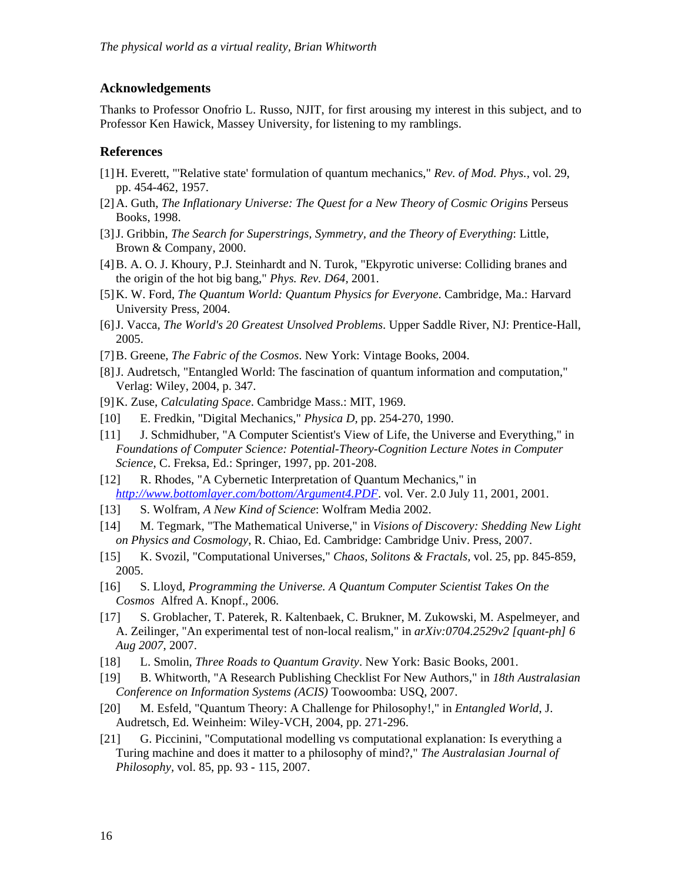## Acknowledgements

Thanks to Professor Onofrio L. Russo, NJIT, for first arousing my interest in this subject, and to Professor Ken Hawick, Massey University, for listening to my ramblings.

## References

[1] H. Everett, "'Relative state' formulation of quantum mechanics," *Rev. of Mod. Phys.*, vol. 29, pp. 454-462, 1957.

[2] A. Guth, *The Inflationary Universe: The Quest for a New Theory of Cosmic Origins* Perseus Books, 1998.

[3] J. Gribbin, *The Search for Superstrings, Symmetry, and the Theory of Everything*: Little, Brown & Company, 2000.

[4] B. A. O. J. Khoury, P.J. Steinhardt and N. Turok, "Ekpyrotic universe: Colliding branes and the origin of the hot big bang," *Phys. Rev. D64*, 2001.

[5] K. W. Ford, *The Quantum World: Quantum Physics for Everyone*. Cambridge, Ma.: Harvard University Press, 2004.

[6] J. Vacca, *The World's 20 Greatest Unsolved Problems*. Upper Saddle River, NJ: Prentice-Hall, 2005.

[7] B. Greene, *The Fabric of the Cosmos*. New York: Vintage Books, 2004.

[8] J. Audretsch, "Entangled World: The fascination of quantum information and computation," Verlag: Wiley, 2004, p. 347.

[9] K. Zuse, *Calculating Space*. Cambridge Mass.: MIT, 1969.

[10] E. Fredkin, "Digital Mechanics," *Physica D*, pp. 254-270, 1990.

[11] J. Schmidhuber, "A Computer Scientist's View of Life, the Universe and Everything," in *Foundations of Computer Science: Potential-Theory-Cognition Lecture Notes in Computer Science*, C. Freksa, Ed.: Springer, 1997, pp. 201-208.

[12] R. Rhodes, "A Cybernetic Interpretation of Quantum Mechanics," in *http://www.bottomlayer.com/bottom/Argument4.PDF*. vol. Ver. 2.0 July 11, 2001, 2001.

[13] S. Wolfram, *A New Kind of Science*: Wolfram Media 2002.

[14] M. Tegmark, "The Mathematical Universe," in *Visions of Discovery: Shedding New Light on Physics and Cosmology*, R. Chiao, Ed. Cambridge: Cambridge Univ. Press, 2007.

[15] K. Svozil, "Computational Universes," *Chaos, Solitons & Fractals*, vol. 25, pp. 845-859, 2005.

[16] S. Lloyd, *Programming the Universe. A Quantum Computer Scientist Takes On the Cosmos* Alfred A. Knopf., 2006.

[17] S. Groblacher, T. Paterek, R. Kaltenbaek, C. Brukner, M. Zukowski, M. Aspelmeyer, and A. Zeilinger, "An experimental test of non-local realism," in *arXiv:0704.2529v2 [quant-ph] 6 Aug 2007*, 2007.

[18] L. Smolin, *Three Roads to Quantum Gravity*. New York: Basic Books, 2001.

[19] B. Whitworth, "A Research Publishing Checklist For New Authors," in *18th Australasian Conference on Information Systems (ACIS)* Toowoomba: USQ, 2007.

[20] M. Esfeld, "Quantum Theory: A Challenge for Philosophy!," in *Entangled World*, J. Audretsch, Ed. Weinheim: Wiley-VCH, 2004, pp. 271-296.

[21] G. Piccinini, "Computational modelling vs computational explanation: Is everything a Turing machine and does it matter to a philosophy of mind?," *The Australasian Journal of Philosophy*, vol. 85, pp. 93 - 115, 2007.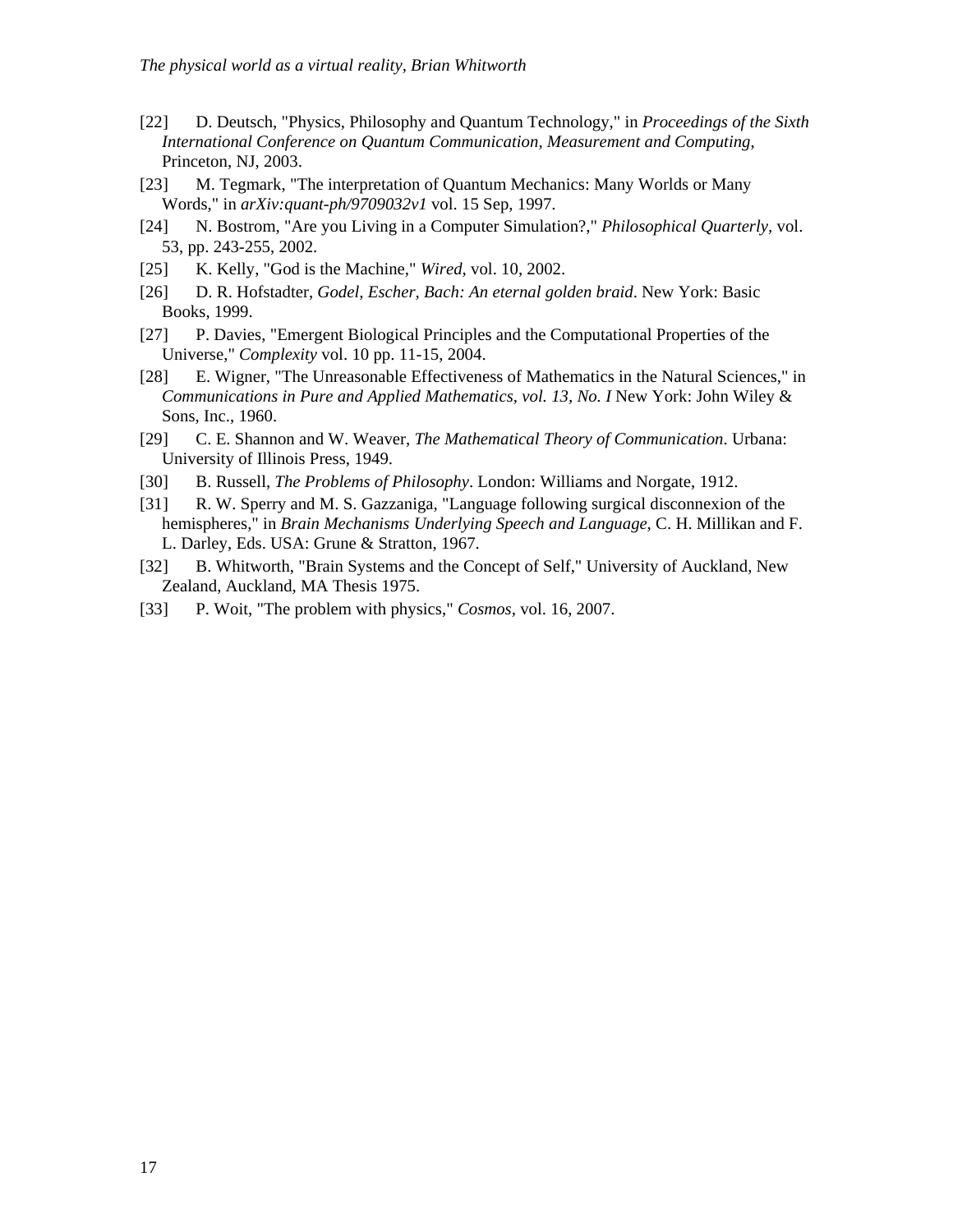[22] D. Deutsch, "Physics, Philosophy and Quantum Technology," in *Proceedings of the Sixth International Conference on Quantum Communication, Measurement and Computing*, Princeton, NJ, 2003.

[23] M. Tegmark, "The interpretation of Quantum Mechanics: Many Worlds or Many Words," in *arXiv:quant-ph/9709032v1* vol. 15 Sep, 1997.

[24] N. Bostrom, "Are you Living in a Computer Simulation?," *Philosophical Quarterly*, vol. 53, pp. 243-255, 2002.

[25] K. Kelly, "God is the Machine," *Wired*, vol. 10, 2002.

[26] D. R. Hofstadter, *Godel, Escher, Bach: An eternal golden braid*. New York: Basic Books, 1999.

[27] P. Davies, "Emergent Biological Principles and the Computational Properties of the Universe," *Complexity* vol. 10 pp. 11-15, 2004.

[28] E. Wigner, "The Unreasonable Effectiveness of Mathematics in the Natural Sciences," in *Communications in Pure and Applied Mathematics, vol. 13, No. I* New York: John Wiley & Sons, Inc., 1960.

[29] C. E. Shannon and W. Weaver, *The Mathematical Theory of Communication*. Urbana: University of Illinois Press, 1949.

[30] B. Russell, *The Problems of Philosophy*. London: Williams and Norgate, 1912.

[31] R. W. Sperry and M. S. Gazzaniga, "Language following surgical disconnexion of the hemispheres," in *Brain Mechanisms Underlying Speech and Language*, C. H. Millikan and F. L. Darley, Eds. USA: Grune & Stratton, 1967.

[32] B. Whitworth, "Brain Systems and the Concept of Self," University of Auckland, New Zealand, Auckland, MA Thesis 1975.

[33] P. Woit, "The problem with physics," *Cosmos*, vol. 16, 2007.